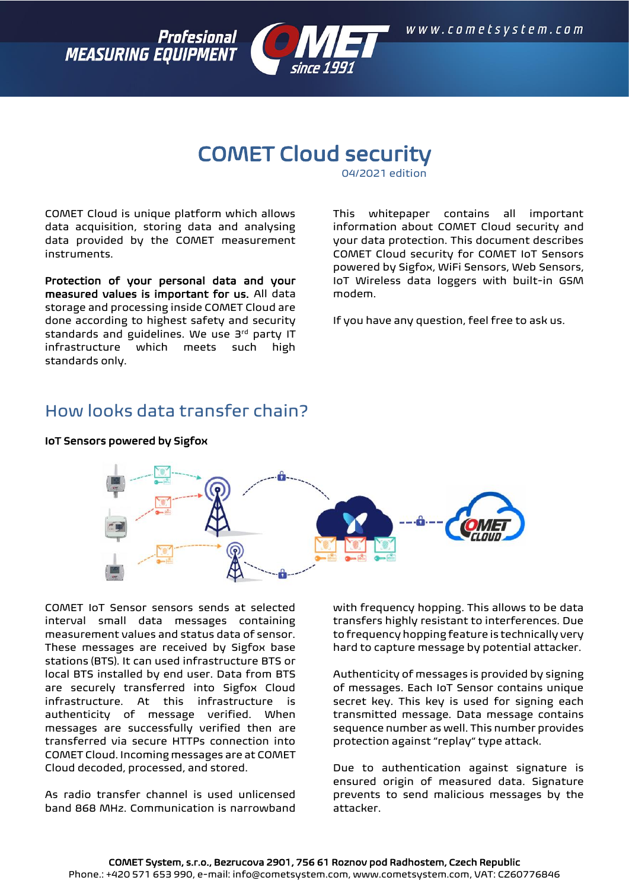# COMET Cloud security

04/2021 edition

COMET Cloud is unique platform which allows data acquisition, storing data and analysing data provided by the COMET measurement instruments.

**Protection of your personal data and your measured values is important for us.** All data storage and processing inside COMET Cloud are done according to highest safety and security standards and guidelines. We use 3rd party IT infrastructure which meets such high standards only.

This whitepaper contains all important information about COMET Cloud security and your data protection. This document describes COMET Cloud security for COMET IoT Sensors powered by Sigfox, WiFi Sensors, Web Sensors, IoT Wireless data loggers with built-in GSM modem.

If you have any question, feel free to ask us.

## How looks data transfer chain?

**IoT Sensors powered by Sigfox**

COMET IoT Sensor sensors sends at selected interval small data messages containing measurement values and status data of sensor. These messages are received by Sigfox base stations (BTS). It can used infrastructure BTS or local BTS installed by end user. Data from BTS are securely transferred into Sigfox Cloud infrastructure. At this infrastructure is authenticity of message verified. When messages are successfully verified then are transferred via secure HTTPs connection into COMET Cloud. Incoming messages are at COMET Cloud decoded, processed, and stored.

As radio transfer channel is used unlicensed band 868 MHz. Communication is narrowband with frequency hopping. This allows to be data transfers highly resistant to interferences. Due to frequency hopping feature is technically very hard to capture message by potential attacker.

Authenticity of messages is provided by signing of messages. Each IoT Sensor contains unique secret key. This key is used for signing each transmitted message. Data message contains sequence number as well. This number provides protection against "replay" type attack.

Due to authentication against signature is ensured origin of measured data. Signature prevents to send malicious messages by the attacker.

**COMET System, s.r.o., Bezrucova 2901, 756 61 Roznov pod Radhostem, Czech Republic**
Phone.: +420 571 653 990, e-mail: info@cometsystem.com, www.cometsystem.com, VAT: CZ60776846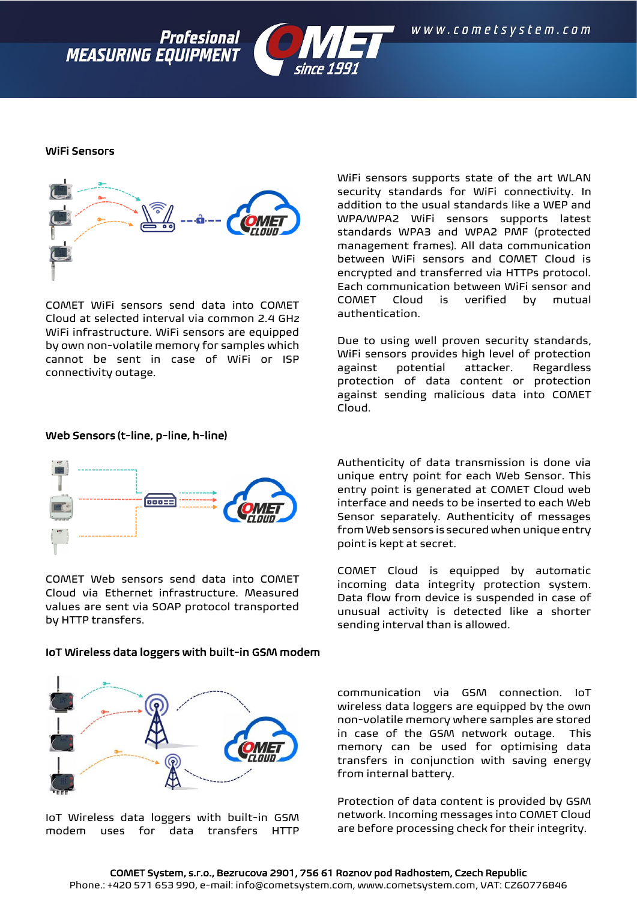## WiFi Sensors

COMET WiFi sensors send data into COMET Cloud at selected interval via common 2.4 GHz WiFi infrastructure. WiFi sensors are equipped by own non-volatile memory for samples which cannot be sent in case of WiFi or ISP connectivity outage.

WiFi sensors supports state of the art WLAN security standards for WiFi connectivity. In addition to the usual standards like a WEP and WPA/WPA2 WiFi sensors supports latest standards WPA3 and WPA2 PMF (protected management frames). All data communication between WiFi sensors and COMET Cloud is encrypted and transferred via HTTPs protocol. Each communication between WiFi sensor and COMET Cloud is verified by mutual authentication.

Due to using well proven security standards, WiFi sensors provides high level of protection against potential attacker. Regardless protection of data content or protection against sending malicious data into COMET Cloud.

## Web Sensors (t-line, p-line, h-line)

COMET Web sensors send data into COMET Cloud via Ethernet infrastructure. Measured values are sent via SOAP protocol transported by HTTP transfers.

Authenticity of data transmission is done via unique entry point for each Web Sensor. This entry point is generated at COMET Cloud web interface and needs to be inserted to each Web Sensor separately. Authenticity of messages from Web sensors is secured when unique entry point is kept at secret.

COMET Cloud is equipped by automatic incoming data integrity protection system. Data flow from device is suspended in case of unusual activity is detected like a shorter sending interval than is allowed.

## IoT Wireless data loggers with built-in GSM modem

IoT Wireless data loggers with built-in GSM modem uses for data transfers HTTP communication via GSM connection. IoT wireless data loggers are equipped by the own non-volatile memory where samples are stored in case of the GSM network outage. This memory can be used for optimising data transfers in conjunction with saving energy from internal battery.

Protection of data content is provided by GSM network. Incoming messages into COMET Cloud are before processing check for their integrity.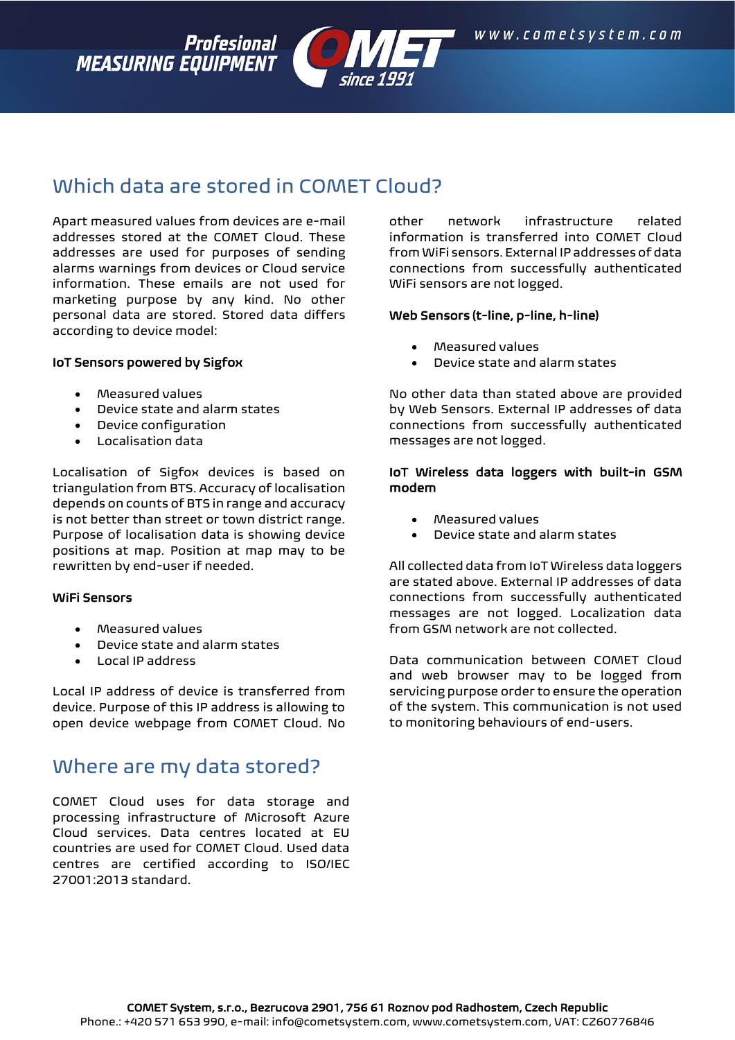## Which data are stored in COMET Cloud?

Apart measured values from devices are e-mail addresses stored at the COMET Cloud. These addresses are used for purposes of sending alarms warnings from devices or Cloud service information. These emails are not used for marketing purpose by any kind. No other personal data are stored. Stored data differs according to device model:

**IoT Sensors powered by Sigfox**

- Measured values
- Device state and alarm states
- Device configuration
- Localisation data

Localisation of Sigfox devices is based on triangulation from BTS. Accuracy of localisation depends on counts of BTS in range and accuracy is not better than street or town district range. Purpose of localisation data is showing device positions at map. Position at map may to be rewritten by end-user if needed.

**WiFi Sensors**

- Measured values
- Device state and alarm states
- Local IP address

Local IP address of device is transferred from device. Purpose of this IP address is allowing to open device webpage from COMET Cloud. No other network infrastructure related information is transferred into COMET Cloud from WiFi sensors. External IP addresses of data connections from successfully authenticated WiFi sensors are not logged.

**Web Sensors (t-line, p-line, h-line)**

- Measured values
- Device state and alarm states

No other data than stated above are provided by Web Sensors. External IP addresses of data connections from successfully authenticated messages are not logged.

**IoT Wireless data loggers with built-in GSM modem**

- Measured values
- Device state and alarm states

All collected data from IoT Wireless data loggers are stated above. External IP addresses of data connections from successfully authenticated messages are not logged. Localization data from GSM network are not collected.

Data communication between COMET Cloud and web browser may to be logged from servicing purpose order to ensure the operation of the system. This communication is not used to monitoring behaviours of end-users.

## Where are my data stored?

COMET Cloud uses for data storage and processing infrastructure of Microsoft Azure Cloud services. Data centres located at EU countries are used for COMET Cloud. Used data centres are certified according to ISO/IEC 27001:2013 standard.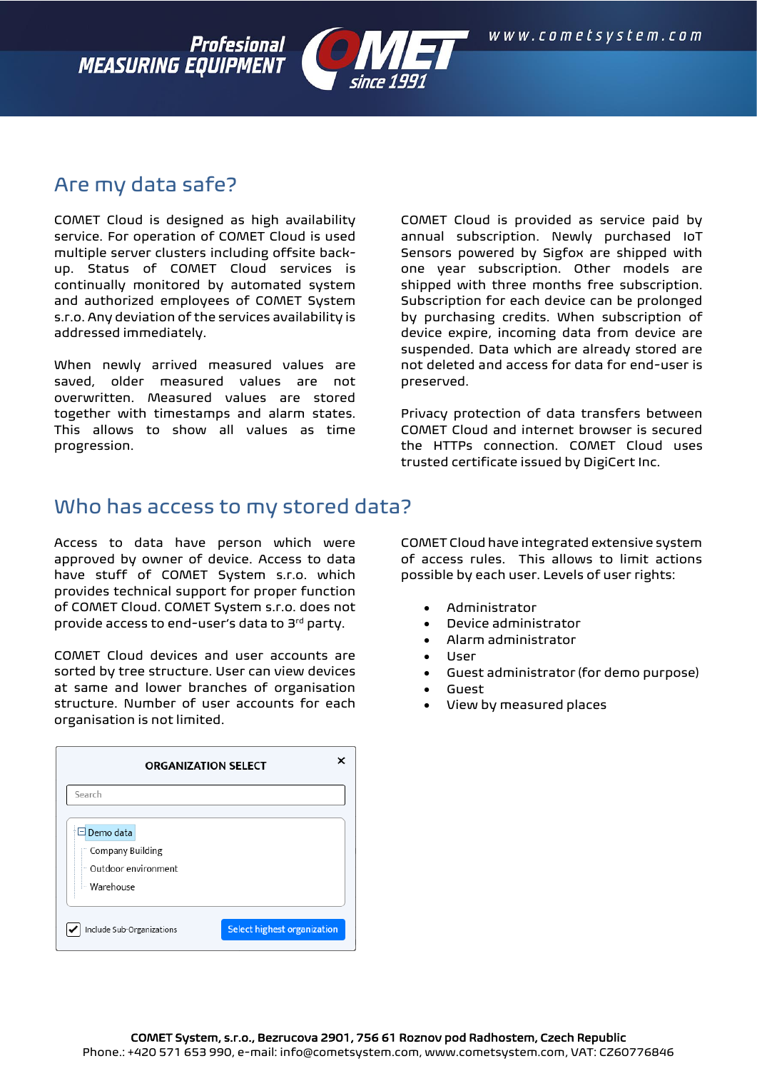## Are my data safe?

COMET Cloud is designed as high availability service. For operation of COMET Cloud is used multiple server clusters including offsite back-up. Status of COMET Cloud services is continually monitored by automated system and authorized employees of COMET System s.r.o. Any deviation of the services availability is addressed immediately.

When newly arrived measured values are saved, older measured values are not overwritten. Measured values are stored together with timestamps and alarm states. This allows to show all values as time progression.

COMET Cloud is provided as service paid by annual subscription. Newly purchased IoT Sensors powered by Sigfox are shipped with one year subscription. Other models are shipped with three months free subscription. Subscription for each device can be prolonged by purchasing credits. When subscription of device expire, incoming data from device are suspended. Data which are already stored are not deleted and access for data for end-user is preserved.

Privacy protection of data transfers between COMET Cloud and internet browser is secured the HTTPs connection. COMET Cloud uses trusted certificate issued by DigiCert Inc.

## Who has access to my stored data?

Access to data have person which were approved by owner of device. Access to data have stuff of COMET System s.r.o. which provides technical support for proper function of COMET Cloud. COMET System s.r.o. does not provide access to end-user's data to 3rd party.

COMET Cloud devices and user accounts are sorted by tree structure. User can view devices at same and lower branches of organisation structure. Number of user accounts for each organisation is not limited.

ORGANIZATION SELECT

Search

- Demo data
  - Company Building
  - Outdoor environment
  - Warehouse

Include Sub-Organizations | Select highest organization

COMET Cloud have integrated extensive system of access rules. This allows to limit actions possible by each user. Levels of user rights:

- Administrator
- Device administrator
- Alarm administrator
- User
- Guest administrator (for demo purpose)
- Guest
- View by measured places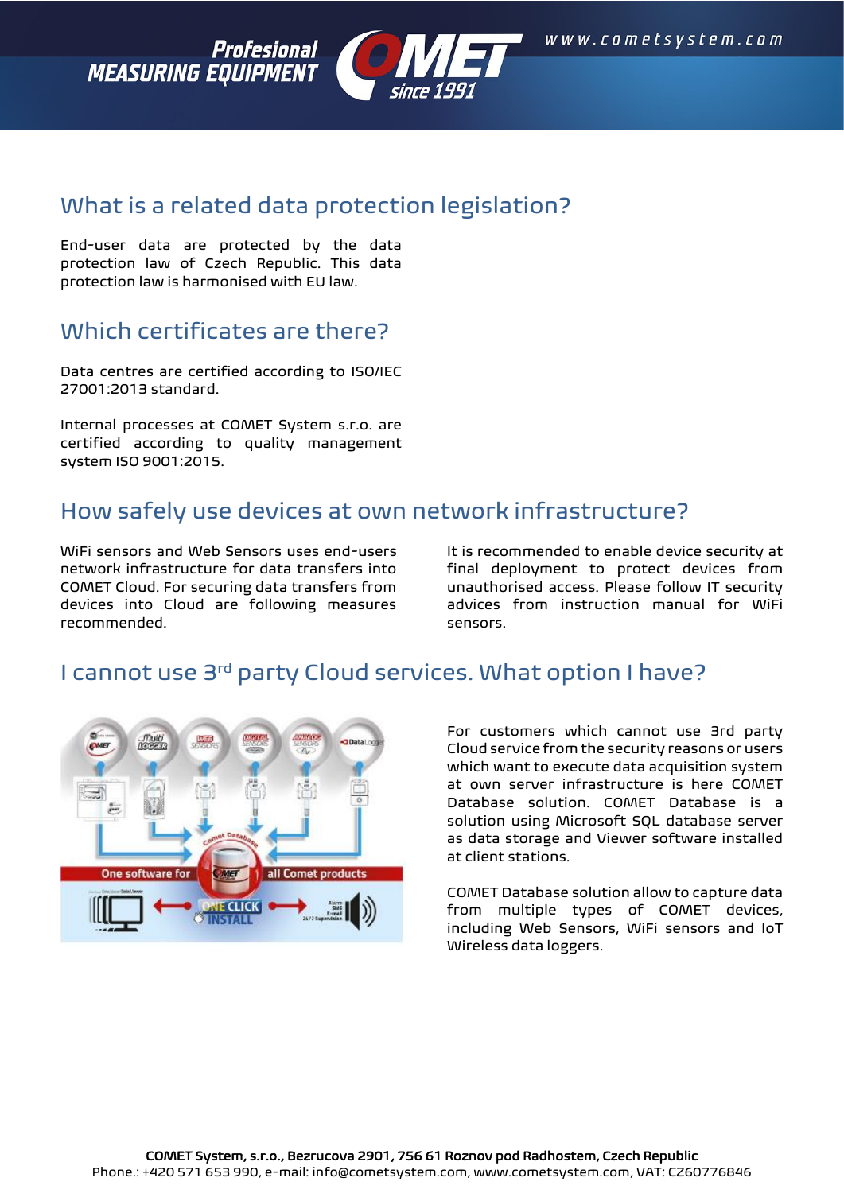## What is a related data protection legislation?

End-user data are protected by the data protection law of Czech Republic. This data protection law is harmonised with EU law.

## Which certificates are there?

Data centres are certified according to ISO/IEC 27001:2013 standard.

Internal processes at COMET System s.r.o. are certified according to quality management system ISO 9001:2015.

## How safely use devices at own network infrastructure?

WiFi sensors and Web Sensors uses end-users network infrastructure for data transfers into COMET Cloud. For securing data transfers from devices into Cloud are following measures recommended.

It is recommended to enable device security at final deployment to protect devices from unauthorised access. Please follow IT security advices from instruction manual for WiFi sensors.

## I cannot use 3rd party Cloud services. What option I have?

For customers which cannot use 3rd party Cloud service from the security reasons or users which want to execute data acquisition system at own server infrastructure is here COMET Database solution. COMET Database is a solution using Microsoft SQL database server as data storage and Viewer software installed at client stations.

COMET Database solution allow to capture data from multiple types of COMET devices, including Web Sensors, WiFi sensors and IoT Wireless data loggers.

**COMET System, s.r.o., Bezrucova 2901, 756 61 Roznov pod Radhostem, Czech Republic**
Phone.: +420 571 653 990, e-mail: info@cometsystem.com, www.cometsystem.com, VAT: CZ60776846